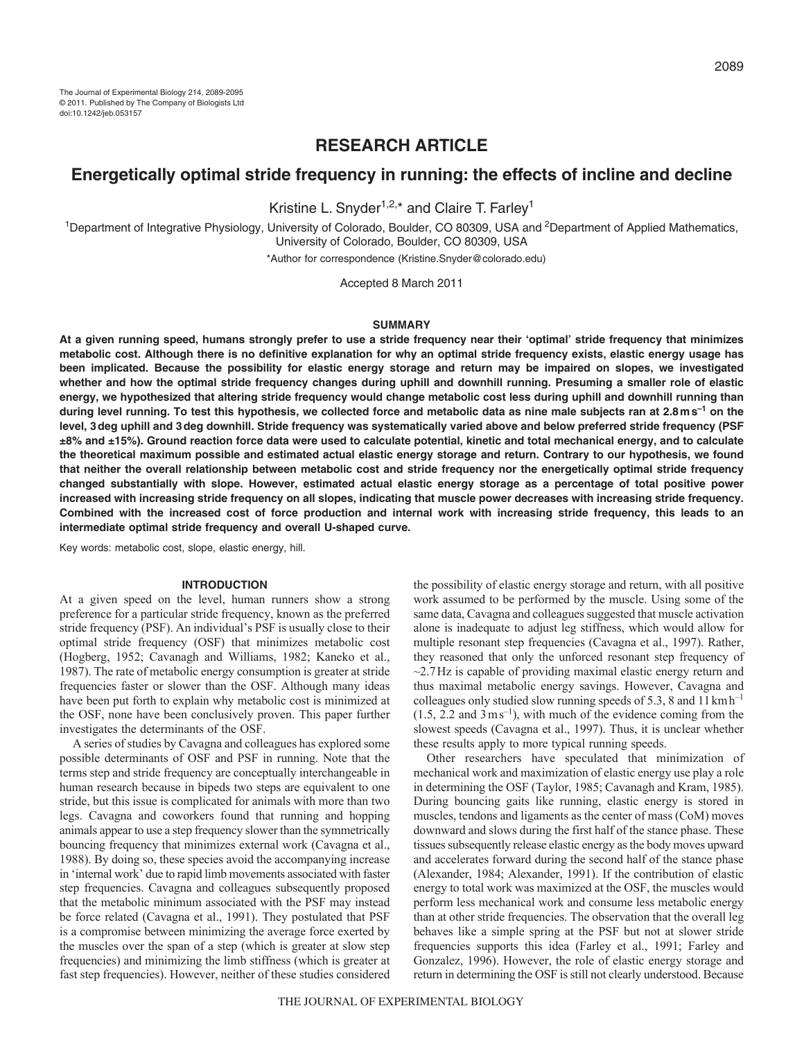The Journal of Experimental Biology 214, 2089-2095
© 2011. Published by The Company of Biologists Ltd
doi:10.1242/jeb.053157

## RESEARCH ARTICLE

# Energetically optimal stride frequency in running: the effects of incline and decline

Kristine L. Snyder[1,2,*] and Claire T. Farley[1]

[1]Department of Integrative Physiology, University of Colorado, Boulder, CO 80309, USA and [2]Department of Applied Mathematics, University of Colorado, Boulder, CO 80309, USA

*Author for correspondence (Kristine.Snyder@colorado.edu)

Accepted 8 March 2011

### SUMMARY

**At a given running speed, humans strongly prefer to use a stride frequency near their 'optimal' stride frequency that minimizes metabolic cost. Although there is no definitive explanation for why an optimal stride frequency exists, elastic energy usage has been implicated. Because the possibility for elastic energy storage and return may be impaired on slopes, we investigated whether and how the optimal stride frequency changes during uphill and downhill running. Presuming a smaller role of elastic energy, we hypothesized that altering stride frequency would change metabolic cost less during uphill and downhill running than during level running. To test this hypothesis, we collected force and metabolic data as nine male subjects ran at 2.8 m s$^{-1}$ on the level, 3 deg uphill and 3 deg downhill. Stride frequency was systematically varied above and below preferred stride frequency (PSF ±8% and ±15%). Ground reaction force data were used to calculate potential, kinetic and total mechanical energy, and to calculate the theoretical maximum possible and estimated actual elastic energy storage and return. Contrary to our hypothesis, we found that neither the overall relationship between metabolic cost and stride frequency nor the energetically optimal stride frequency changed substantially with slope. However, estimated actual elastic energy storage as a percentage of total positive power increased with increasing stride frequency on all slopes, indicating that muscle power decreases with increasing stride frequency. Combined with the increased cost of force production and internal work with increasing stride frequency, this leads to an intermediate optimal stride frequency and overall U-shaped curve.**

Key words: metabolic cost, slope, elastic energy, hill.

### INTRODUCTION

At a given speed on the level, human runners show a strong preference for a particular stride frequency, known as the preferred stride frequency (PSF). An individual's PSF is usually close to their optimal stride frequency (OSF) that minimizes metabolic cost (Hogberg, 1952; Cavanagh and Williams, 1982; Kaneko et al., 1987). The rate of metabolic energy consumption is greater at stride frequencies faster or slower than the OSF. Although many ideas have been put forth to explain why metabolic cost is minimized at the OSF, none have been conclusively proven. This paper further investigates the determinants of the OSF.

A series of studies by Cavagna and colleagues has explored some possible determinants of OSF and PSF in running. Note that the terms step and stride frequency are conceptually interchangeable in human research because in bipeds two steps are equivalent to one stride, but this issue is complicated for animals with more than two legs. Cavagna and coworkers found that running and hopping animals appear to use a step frequency slower than the symmetrically bouncing frequency that minimizes external work (Cavagna et al., 1988). By doing so, these species avoid the accompanying increase in 'internal work' due to rapid limb movements associated with faster step frequencies. Cavagna and colleagues subsequently proposed that the metabolic minimum associated with the PSF may instead be force related (Cavagna et al., 1991). They postulated that PSF is a compromise between minimizing the average force exerted by the muscles over the span of a step (which is greater at slow step frequencies) and minimizing the limb stiffness (which is greater at fast step frequencies). However, neither of these studies considered the possibility of elastic energy storage and return, with all positive work assumed to be performed by the muscle. Using some of the same data, Cavagna and colleagues suggested that muscle activation alone is inadequate to adjust leg stiffness, which would allow for multiple resonant step frequencies (Cavagna et al., 1997). Rather, they reasoned that only the unforced resonant step frequency of ~2.7 Hz is capable of providing maximal elastic energy return and thus maximal metabolic energy savings. However, Cavagna and colleagues only studied slow running speeds of 5.3, 8 and 11 km h$^{-1}$ (1.5, 2.2 and 3 m s$^{-1}$), with much of the evidence coming from the slowest speeds (Cavagna et al., 1997). Thus, it is unclear whether these results apply to more typical running speeds.

Other researchers have speculated that minimization of mechanical work and maximization of elastic energy use play a role in determining the OSF (Taylor, 1985; Cavanagh and Kram, 1985). During bouncing gaits like running, elastic energy is stored in muscles, tendons and ligaments as the center of mass (CoM) moves downward and slows during the first half of the stance phase. These tissues subsequently release elastic energy as the body moves upward and accelerates forward during the second half of the stance phase (Alexander, 1984; Alexander, 1991). If the contribution of elastic energy to total work was maximized at the OSF, the muscles would perform less mechanical work and consume less metabolic energy than at other stride frequencies. The observation that the overall leg behaves like a simple spring at the PSF but not at slower stride frequencies supports this idea (Farley et al., 1991; Farley and Gonzalez, 1996). However, the role of elastic energy storage and return in determining the OSF is still not clearly understood. Because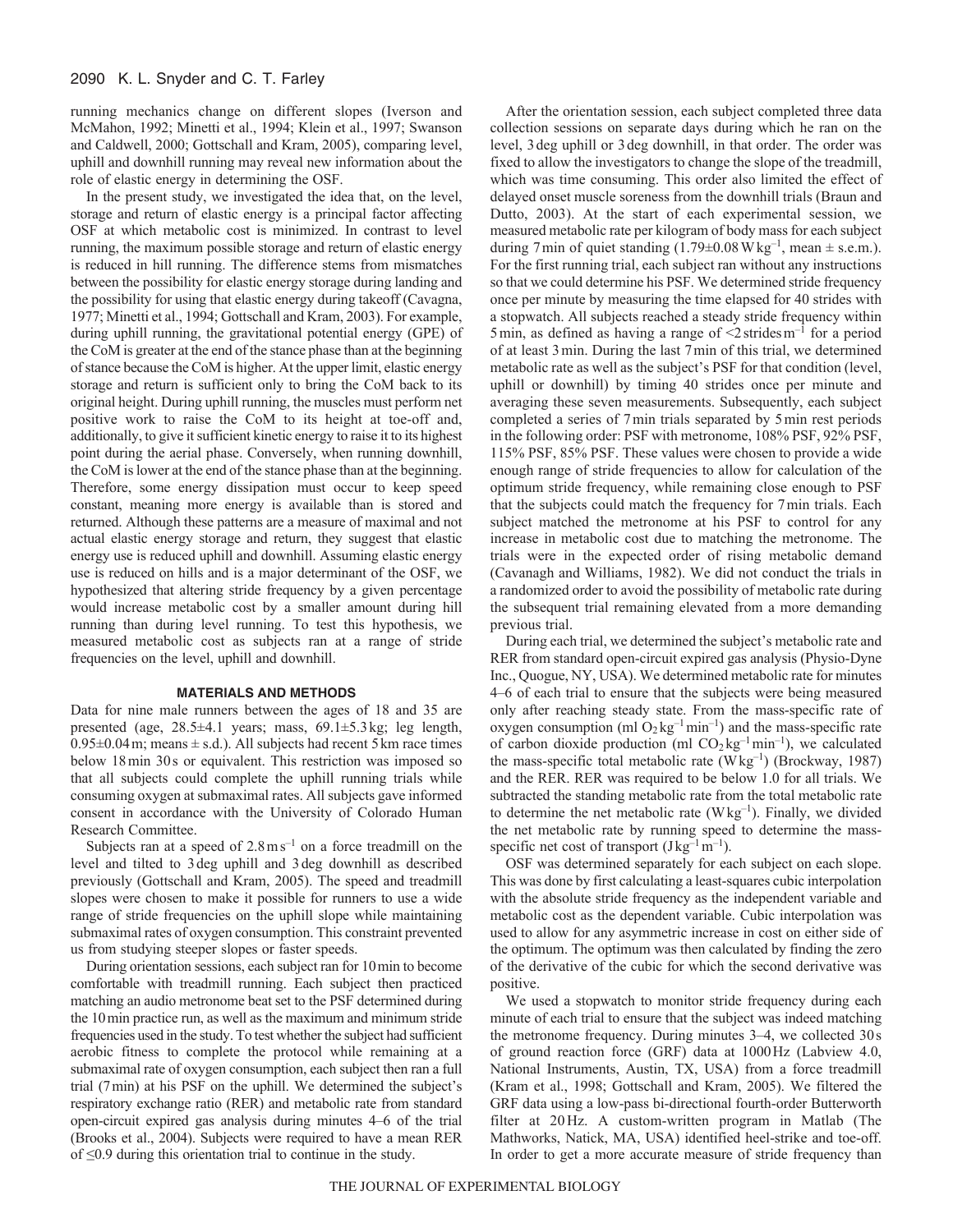running mechanics change on different slopes (Iverson and McMahon, 1992; Minetti et al., 1994; Klein et al., 1997; Swanson and Caldwell, 2000; Gottschall and Kram, 2005), comparing level, uphill and downhill running may reveal new information about the role of elastic energy in determining the OSF.

In the present study, we investigated the idea that, on the level, storage and return of elastic energy is a principal factor affecting OSF at which metabolic cost is minimized. In contrast to level running, the maximum possible storage and return of elastic energy is reduced in hill running. The difference stems from mismatches between the possibility for elastic energy storage during landing and the possibility for using that elastic energy during takeoff (Cavagna, 1977; Minetti et al., 1994; Gottschall and Kram, 2003). For example, during uphill running, the gravitational potential energy (GPE) of the CoM is greater at the end of the stance phase than at the beginning of stance because the CoM is higher. At the upper limit, elastic energy storage and return is sufficient only to bring the CoM back to its original height. During uphill running, the muscles must perform net positive work to raise the CoM to its height at toe-off and, additionally, to give it sufficient kinetic energy to raise it to its highest point during the aerial phase. Conversely, when running downhill, the CoM is lower at the end of the stance phase than at the beginning. Therefore, some energy dissipation must occur to keep speed constant, meaning more energy is available than is stored and returned. Although these patterns are a measure of maximal and not actual elastic energy storage and return, they suggest that elastic energy use is reduced uphill and downhill. Assuming elastic energy use is reduced on hills and is a major determinant of the OSF, we hypothesized that altering stride frequency by a given percentage would increase metabolic cost by a smaller amount during hill running than during level running. To test this hypothesis, we measured metabolic cost as subjects ran at a range of stride frequencies on the level, uphill and downhill.

## MATERIALS AND METHODS

Data for nine male runners between the ages of 18 and 35 are presented (age, 28.5±4.1 years; mass, 69.1±5.3 kg; leg length, 0.95±0.04 m; means ± s.d.). All subjects had recent 5 km race times below 18 min 30 s or equivalent. This restriction was imposed so that all subjects could complete the uphill running trials while consuming oxygen at submaximal rates. All subjects gave informed consent in accordance with the University of Colorado Human Research Committee.

Subjects ran at a speed of 2.8 $m s^{-1}$ on a force treadmill on the level and tilted to 3 deg uphill and 3 deg downhill as described previously (Gottschall and Kram, 2005). The speed and treadmill slopes were chosen to make it possible for runners to use a wide range of stride frequencies on the uphill slope while maintaining submaximal rates of oxygen consumption. This constraint prevented us from studying steeper slopes or faster speeds.

During orientation sessions, each subject ran for 10 min to become comfortable with treadmill running. Each subject then practiced matching an audio metronome beat set to the PSF determined during the 10 min practice run, as well as the maximum and minimum stride frequencies used in the study. To test whether the subject had sufficient aerobic fitness to complete the protocol while remaining at a submaximal rate of oxygen consumption, each subject then ran a full trial (7 min) at his PSF on the uphill. We determined the subject's respiratory exchange ratio (RER) and metabolic rate from standard open-circuit expired gas analysis during minutes 4–6 of the trial (Brooks et al., 2004). Subjects were required to have a mean RER of ≤0.9 during this orientation trial to continue in the study.

After the orientation session, each subject completed three data collection sessions on separate days during which he ran on the level, 3 deg uphill or 3 deg downhill, in that order. The order was fixed to allow the investigators to change the slope of the treadmill, which was time consuming. This order also limited the effect of delayed onset muscle soreness from the downhill trials (Braun and Dutto, 2003). At the start of each experimental session, we measured metabolic rate per kilogram of body mass for each subject during 7 min of quiet standing (1.79±0.08 $W kg^{-1}$, mean ± s.e.m.). For the first running trial, each subject ran without any instructions so that we could determine his PSF. We determined stride frequency once per minute by measuring the time elapsed for 40 strides with a stopwatch. All subjects reached a steady stride frequency within 5 min, as defined as having a range of <2 strides $m^{-1}$ for a period of at least 3 min. During the last 7 min of this trial, we determined metabolic rate as well as the subject's PSF for that condition (level, uphill or downhill) by timing 40 strides once per minute and averaging these seven measurements. Subsequently, each subject completed a series of 7 min trials separated by 5 min rest periods in the following order: PSF with metronome, 108% PSF, 92% PSF, 115% PSF, 85% PSF. These values were chosen to provide a wide enough range of stride frequencies to allow for calculation of the optimum stride frequency, while remaining close enough to PSF that the subjects could match the frequency for 7 min trials. Each subject matched the metronome at his PSF to control for any increase in metabolic cost due to matching the metronome. The trials were in the expected order of rising metabolic demand (Cavanagh and Williams, 1982). We did not conduct the trials in a randomized order to avoid the possibility of metabolic rate during the subsequent trial remaining elevated from a more demanding previous trial.

During each trial, we determined the subject's metabolic rate and RER from standard open-circuit expired gas analysis (Physio-Dyne Inc., Quogue, NY, USA). We determined metabolic rate for minutes 4–6 of each trial to ensure that the subjects were being measured only after reaching steady state. From the mass-specific rate of oxygen consumption (ml $O_2$ $kg^{-1}$ $min^{-1}$) and the mass-specific rate of carbon dioxide production (ml $CO_2$ $kg^{-1}$ $min^{-1}$), we calculated the mass-specific total metabolic rate ($W kg^{-1}$) (Brockway, 1987) and the RER. RER was required to be below 1.0 for all trials. We subtracted the standing metabolic rate from the total metabolic rate to determine the net metabolic rate ($W kg^{-1}$). Finally, we divided the net metabolic rate by running speed to determine the mass-specific net cost of transport ($J kg^{-1} m^{-1}$).

OSF was determined separately for each subject on each slope. This was done by first calculating a least-squares cubic interpolation with the absolute stride frequency as the independent variable and metabolic cost as the dependent variable. Cubic interpolation was used to allow for any asymmetric increase in cost on either side of the optimum. The optimum was then calculated by finding the zero of the derivative of the cubic for which the second derivative was positive.

We used a stopwatch to monitor stride frequency during each minute of each trial to ensure that the subject was indeed matching the metronome frequency. During minutes 3–4, we collected 30 s of ground reaction force (GRF) data at 1000 Hz (Labview 4.0, National Instruments, Austin, TX, USA) from a force treadmill (Kram et al., 1998; Gottschall and Kram, 2005). We filtered the GRF data using a low-pass bi-directional fourth-order Butterworth filter at 20 Hz. A custom-written program in Matlab (The Mathworks, Natick, MA, USA) identified heel-strike and toe-off. In order to get a more accurate measure of stride frequency than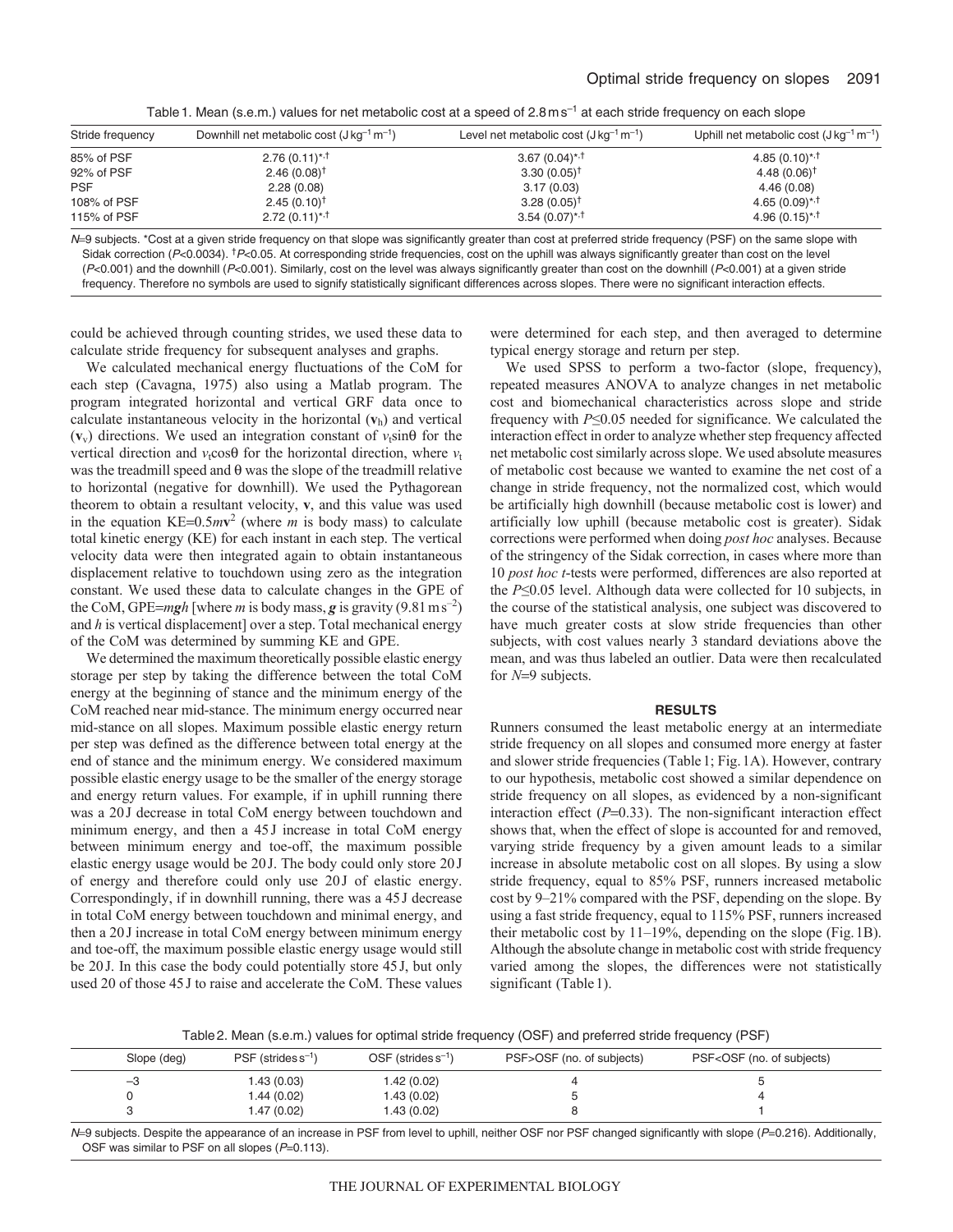Table 1. Mean (s.e.m.) values for net metabolic cost at a speed of $2.8\,\mathrm{m\,s^{-1}}$ at each stride frequency on each slope

| Stride frequency | Downhill net metabolic cost ($\mathrm{J\,kg^{-1}\,m^{-1}}$) | Level net metabolic cost ($\mathrm{J\,kg^{-1}\,m^{-1}}$) | Uphill net metabolic cost ($\mathrm{J\,kg^{-1}\,m^{-1}}$) |
|---|---|---|---|
| 85% of PSF | 2.76 (0.11)*,† | 3.67 (0.04)*,† | 4.85 (0.10)*,† |
| 92% of PSF | 2.46 (0.08)† | 3.30 (0.05)† | 4.48 (0.06)† |
| PSF | 2.28 (0.08) | 3.17 (0.03) | 4.46 (0.08) |
| 108% of PSF | 2.45 (0.10)† | 3.28 (0.05)† | 4.65 (0.09)*,† |
| 115% of PSF | 2.72 (0.11)*,† | 3.54 (0.07)*,† | 4.96 (0.15)*,† |

$N$=9 subjects. *Cost at a given stride frequency on that slope was significantly greater than cost at preferred stride frequency (PSF) on the same slope with Sidak correction ($P$<0.0034). †$P$<0.05. At corresponding stride frequencies, cost on the uphill was always significantly greater than cost on the level ($P$<0.001) and the downhill ($P$<0.001). Similarly, cost on the level was always significantly greater than cost on the downhill ($P$<0.001) at a given stride frequency. Therefore no symbols are used to signify statistically significant differences across slopes. There were no significant interaction effects.

could be achieved through counting strides, we used these data to calculate stride frequency for subsequent analyses and graphs.

We calculated mechanical energy fluctuations of the CoM for each step (Cavagna, 1975) also using a Matlab program. The program integrated horizontal and vertical GRF data once to calculate instantaneous velocity in the horizontal ($\mathbf{v}_h$) and vertical ($\mathbf{v}_v$) directions. We used an integration constant of $v_t\sin\theta$ for the vertical direction and $v_t\cos\theta$ for the horizontal direction, where $v_t$ was the treadmill speed and $\theta$ was the slope of the treadmill relative to horizontal (negative for downhill). We used the Pythagorean theorem to obtain a resultant velocity, $\mathbf{v}$, and this value was used in the equation KE=$0.5m\mathbf{v}^2$ (where $m$ is body mass) to calculate total kinetic energy (KE) for each instant in each step. The vertical velocity data were then integrated again to obtain instantaneous displacement relative to touchdown using zero as the integration constant. We used these data to calculate changes in the GPE of the CoM, GPE=$m\boldsymbol{g}h$ [where $m$ is body mass, $\boldsymbol{g}$ is gravity ($9.81\,\mathrm{m\,s^{-2}}$) and $h$ is vertical displacement] over a step. Total mechanical energy of the CoM was determined by summing KE and GPE.

We determined the maximum theoretically possible elastic energy storage per step by taking the difference between the total CoM energy at the beginning of stance and the minimum energy of the CoM reached near mid-stance. The minimum energy occurred near mid-stance on all slopes. Maximum possible elastic energy return per step was defined as the difference between total energy at the end of stance and the minimum energy. We considered maximum possible elastic energy usage to be the smaller of the energy storage and energy return values. For example, if in uphill running there was a 20 J decrease in total CoM energy between touchdown and minimum energy, and then a 45 J increase in total CoM energy between minimum energy and toe-off, the maximum possible elastic energy usage would be 20 J. The body could only store 20 J of energy and therefore could only use 20 J of elastic energy. Correspondingly, if in downhill running, there was a 45 J decrease in total CoM energy between touchdown and minimal energy, and then a 20 J increase in total CoM energy between minimum energy and toe-off, the maximum possible elastic energy usage would still be 20 J. In this case the body could potentially store 45 J, but only used 20 of those 45 J to raise and accelerate the CoM. These values were determined for each step, and then averaged to determine typical energy storage and return per step.

We used SPSS to perform a two-factor (slope, frequency), repeated measures ANOVA to analyze changes in net metabolic cost and biomechanical characteristics across slope and stride frequency with $P$≤0.05 needed for significance. We calculated the interaction effect in order to analyze whether step frequency affected net metabolic cost similarly across slope. We used absolute measures of metabolic cost because we wanted to examine the net cost of a change in stride frequency, not the normalized cost, which would be artificially high downhill (because metabolic cost is lower) and artificially low uphill (because metabolic cost is greater). Sidak corrections were performed when doing *post hoc* analyses. Because of the stringency of the Sidak correction, in cases where more than 10 *post hoc t*-tests were performed, differences are also reported at the $P$≤0.05 level. Although data were collected for 10 subjects, in the course of the statistical analysis, one subject was discovered to have much greater costs at slow stride frequencies than other subjects, with cost values nearly 3 standard deviations above the mean, and was thus labeled an outlier. Data were then recalculated for $N$=9 subjects.

## RESULTS

Runners consumed the least metabolic energy at an intermediate stride frequency on all slopes and consumed more energy at faster and slower stride frequencies (Table 1; Fig. 1A). However, contrary to our hypothesis, metabolic cost showed a similar dependence on stride frequency on all slopes, as evidenced by a non-significant interaction effect ($P$=0.33). The non-significant interaction effect shows that, when the effect of slope is accounted for and removed, varying stride frequency by a given amount leads to a similar increase in absolute metabolic cost on all slopes. By using a slow stride frequency, equal to 85% PSF, runners increased metabolic cost by 9–21% compared with the PSF, depending on the slope. By using a fast stride frequency, equal to 115% PSF, runners increased their metabolic cost by 11–19%, depending on the slope (Fig. 1B). Although the absolute change in metabolic cost with stride frequency varied among the slopes, the differences were not statistically significant (Table 1).

Table 2. Mean (s.e.m.) values for optimal stride frequency (OSF) and preferred stride frequency (PSF)

| Slope (deg) | PSF (strides $\mathrm{s^{-1}}$) | OSF (strides $\mathrm{s^{-1}}$) | PSF>OSF (no. of subjects) | PSF<OSF (no. of subjects) |
|---|---|---|---|---|
| –3 | 1.43 (0.03) | 1.42 (0.02) | 4 | 5 |
| 0 | 1.44 (0.02) | 1.43 (0.02) | 5 | 4 |
| 3 | 1.47 (0.02) | 1.43 (0.02) | 8 | 1 |

$N$=9 subjects. Despite the appearance of an increase in PSF from level to uphill, neither OSF nor PSF changed significantly with slope ($P$=0.216). Additionally, OSF was similar to PSF on all slopes ($P$=0.113).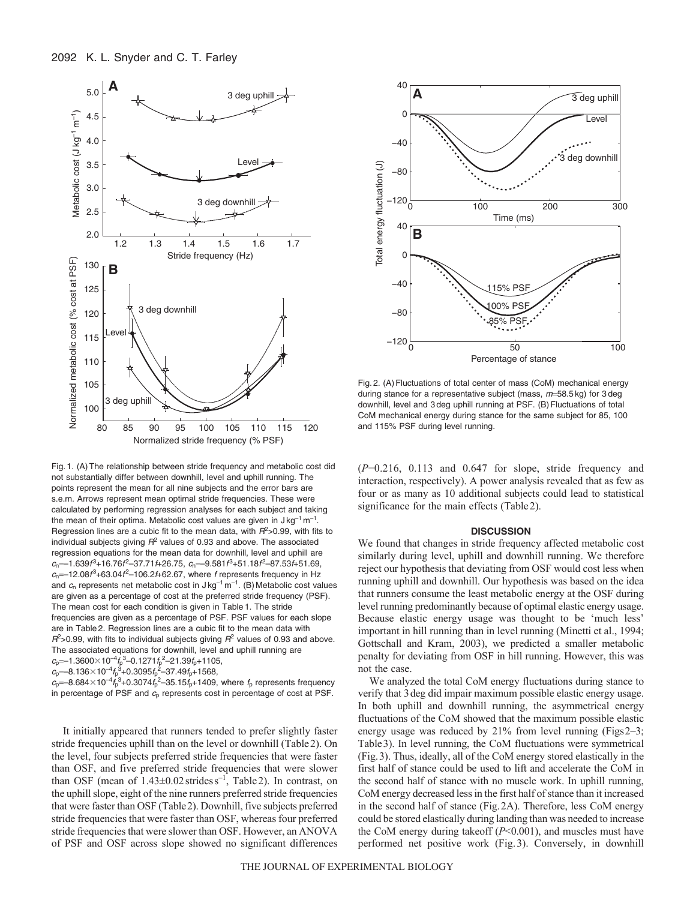Fig. 1. (A) The relationship between stride frequency and metabolic cost did not substantially differ between downhill, level and uphill running. The points represent the mean for all nine subjects and the error bars are s.e.m. Arrows represent mean optimal stride frequencies. These were calculated by performing regression analyses for each subject and taking the mean of their optima. Metabolic cost values are given in $J\,kg^{-1}\,m^{-1}$. Regression lines are a cubic fit to the mean data, with $R^2$>0.99, with fits to individual subjects giving $R^2$ values of 0.93 and above. The associated regression equations for the mean data for downhill, level and uphill are $c_n$=–1.639$f^3$+16.76$f^2$–37.71$f$+26.75, $c_n$=–9.581$f^3$+51.18$f^2$–87.53$f$+51.69, $c_n$=–12.08$f^3$+63.04$f^2$–106.2$f$+62.67, where $f$ represents frequency in Hz and $c_n$ represents net metabolic cost in $J\,kg^{-1}\,m^{-1}$. (B) Metabolic cost values are given as a percentage of cost at the preferred stride frequency (PSF). The mean cost for each condition is given in Table 1. The stride frequencies are given as a percentage of PSF. PSF values for each slope are in Table 2. Regression lines are a cubic fit to the mean data with $R^2$>0.99, with fits to individual subjects giving $R^2$ values of 0.93 and above. The associated equations for downhill, level and uphill running are $c_p$=–1.3600×10$^{-4}f_p^3$–0.1271$f_p^2$–21.39$f_p$+1105, $c_p$=–8.136×10$^{-4}f_p^3$+0.3095$f_p^2$–37.49$f_p$+1568, $c_p$=–8.684×10$^{-4}f_p^3$+0.3074$f_p^2$–35.15$f_p$+1409, where $f_p$ represents frequency in percentage of PSF and $c_p$ represents cost in percentage of cost at PSF.

Fig. 2. (A) Fluctuations of total center of mass (CoM) mechanical energy during stance for a representative subject (mass, $m$=58.5 kg) for 3 deg downhill, level and 3 deg uphill running at PSF. (B) Fluctuations of total CoM mechanical energy during stance for the same subject for 85, 100 and 115% PSF during level running.

It initially appeared that runners tended to prefer slightly faster stride frequencies uphill than on the level or downhill (Table 2). On the level, four subjects preferred stride frequencies that were faster than OSF, and five preferred stride frequencies that were slower than OSF (mean of 1.43±0.02 strides $s^{-1}$, Table 2). In contrast, on the uphill slope, eight of the nine runners preferred stride frequencies that were faster than OSF (Table 2). Downhill, five subjects preferred stride frequencies that were faster than OSF, whereas four preferred stride frequencies that were slower than OSF. However, an ANOVA of PSF and OSF across slope showed no significant differences ($P$=0.216, 0.113 and 0.647 for slope, stride frequency and interaction, respectively). A power analysis revealed that as few as four or as many as 10 additional subjects could lead to statistical significance for the main effects (Table 2).

## DISCUSSION

We found that changes in stride frequency affected metabolic cost similarly during level, uphill and downhill running. We therefore reject our hypothesis that deviating from OSF would cost less when running uphill and downhill. Our hypothesis was based on the idea that runners consume the least metabolic energy at the OSF during level running predominantly because of optimal elastic energy usage. Because elastic energy usage was thought to be 'much less' important in hill running than in level running (Minetti et al., 1994; Gottschall and Kram, 2003), we predicted a smaller metabolic penalty for deviating from OSF in hill running. However, this was not the case.

We analyzed the total CoM energy fluctuations during stance to verify that 3 deg did impair maximum possible elastic energy usage. In both uphill and downhill running, the asymmetrical energy fluctuations of the CoM showed that the maximum possible elastic energy usage was reduced by 21% from level running (Figs 2–3; Table 3). In level running, the CoM fluctuations were symmetrical (Fig. 3). Thus, ideally, all of the CoM energy stored elastically in the first half of stance could be used to lift and accelerate the CoM in the second half of stance with no muscle work. In uphill running, CoM energy decreased less in the first half of stance than it increased in the second half of stance (Fig. 2A). Therefore, less CoM energy could be stored elastically during landing than was needed to increase the CoM energy during takeoff ($P$<0.001), and muscles must have performed net positive work (Fig. 3). Conversely, in downhill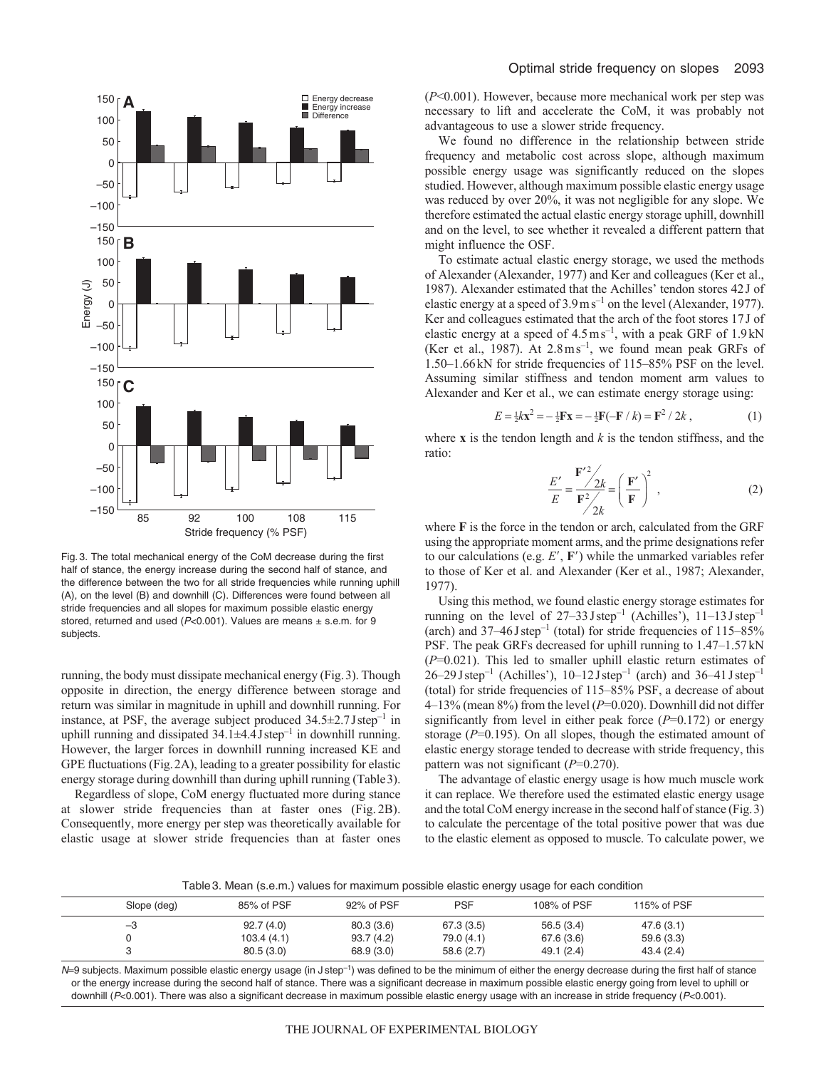Fig. 3. The total mechanical energy of the CoM decrease during the first half of stance, the energy increase during the second half of stance, and the difference between the two for all stride frequencies while running uphill (A), on the level (B) and downhill (C). Differences were found between all stride frequencies and all slopes for maximum possible elastic energy stored, returned and used ($P<0.001$). Values are means ± s.e.m. for 9 subjects.

running, the body must dissipate mechanical energy (Fig. 3). Though opposite in direction, the energy difference between storage and return was similar in magnitude in uphill and downhill running. For instance, at PSF, the average subject produced $34.5\pm2.7\,\mathrm{J\,step^{-1}}$ in uphill running and dissipated $34.1\pm4.4\,\mathrm{J\,step^{-1}}$ in downhill running. However, the larger forces in downhill running increased KE and GPE fluctuations (Fig. 2A), leading to a greater possibility for elastic energy storage during downhill than during uphill running (Table 3).

Regardless of slope, CoM energy fluctuated more during stance at slower stride frequencies than at faster ones (Fig. 2B). Consequently, more energy per step was theoretically available for elastic usage at slower stride frequencies than at faster ones ($P<0.001$). However, because more mechanical work per step was necessary to lift and accelerate the CoM, it was probably not advantageous to use a slower stride frequency.

We found no difference in the relationship between stride frequency and metabolic cost across slope, although maximum possible energy usage was significantly reduced on the slopes studied. However, although maximum possible elastic energy usage was reduced by over 20%, it was not negligible for any slope. We therefore estimated the actual elastic energy storage uphill, downhill and on the level, to see whether it revealed a different pattern that might influence the OSF.

To estimate actual elastic energy storage, we used the methods of Alexander (Alexander, 1977) and Ker and colleagues (Ker et al., 1987). Alexander estimated that the Achilles' tendon stores 42 J of elastic energy at a speed of $3.9\,\mathrm{m\,s^{-1}}$ on the level (Alexander, 1977). Ker and colleagues estimated that the arch of the foot stores 17 J of elastic energy at a speed of $4.5\,\mathrm{m\,s^{-1}}$, with a peak GRF of 1.9 kN (Ker et al., 1987). At $2.8\,\mathrm{m\,s^{-1}}$, we found mean peak GRFs of 1.50–1.66 kN for stride frequencies of 115–85% PSF on the level. Assuming similar stiffness and tendon moment arm values to Alexander and Ker et al., we can estimate energy storage using:

$$E = \tfrac{1}{2}k\mathbf{x}^2 = -\tfrac{1}{2}\mathbf{F}\mathbf{x} = -\tfrac{1}{2}\mathbf{F}(-\mathbf{F}/k) = \mathbf{F}^2/2k\,, \tag{1}$$

where $\mathbf{x}$ is the tendon length and $k$ is the tendon stiffness, and the ratio:

$$\frac{E'}{E} = \frac{\mathbf{F}'^2/2k}{\mathbf{F}^2/2k} = \left(\frac{\mathbf{F}'}{\mathbf{F}}\right)^2\,, \tag{2}$$

where $\mathbf{F}$ is the force in the tendon or arch, calculated from the GRF using the appropriate moment arms, and the prime designations refer to our calculations (e.g. $E'$, $\mathbf{F}'$) while the unmarked variables refer to those of Ker et al. and Alexander (Ker et al., 1987; Alexander, 1977).

Using this method, we found elastic energy storage estimates for running on the level of $27$–$33\,\mathrm{J\,step^{-1}}$ (Achilles'), $11$–$13\,\mathrm{J\,step^{-1}}$ (arch) and $37$–$46\,\mathrm{J\,step^{-1}}$ (total) for stride frequencies of 115–85% PSF. The peak GRFs decreased for uphill running to 1.47–1.57 kN ($P=0.021$). This led to smaller uphill elastic return estimates of $26$–$29\,\mathrm{J\,step^{-1}}$ (Achilles'), $10$–$12\,\mathrm{J\,step^{-1}}$ (arch) and $36$–$41\,\mathrm{J\,step^{-1}}$ (total) for stride frequencies of 115–85% PSF, a decrease of about 4–13% (mean 8%) from the level ($P=0.020$). Downhill did not differ significantly from level in either peak force ($P=0.172$) or energy storage ($P=0.195$). On all slopes, though the estimated amount of elastic energy storage tended to decrease with stride frequency, this pattern was not significant ($P=0.270$).

The advantage of elastic energy usage is how much muscle work it can replace. We therefore used the estimated elastic energy usage and the total CoM energy increase in the second half of stance (Fig. 3) to calculate the percentage of the total positive power that was due to the elastic element as opposed to muscle. To calculate power, we

Table 3. Mean (s.e.m.) values for maximum possible elastic energy usage for each condition

| Slope (deg) | 85% of PSF | 92% of PSF | PSF | 108% of PSF | 115% of PSF |
|---|---|---|---|---|---|
| –3 | 92.7 (4.0) | 80.3 (3.6) | 67.3 (3.5) | 56.5 (3.4) | 47.6 (3.1) |
| 0 | 103.4 (4.1) | 93.7 (4.2) | 79.0 (4.1) | 67.6 (3.6) | 59.6 (3.3) |
| 3 | 80.5 (3.0) | 68.9 (3.0) | 58.6 (2.7) | 49.1 (2.4) | 43.4 (2.4) |

$N=9$ subjects. Maximum possible elastic energy usage (in $\mathrm{J\,step^{-1}}$) was defined to be the minimum of either the energy decrease during the first half of stance or the energy increase during the second half of stance. There was a significant decrease in maximum possible elastic energy going from level to uphill or downhill ($P<0.001$). There was also a significant decrease in maximum possible elastic energy usage with an increase in stride frequency ($P<0.001$).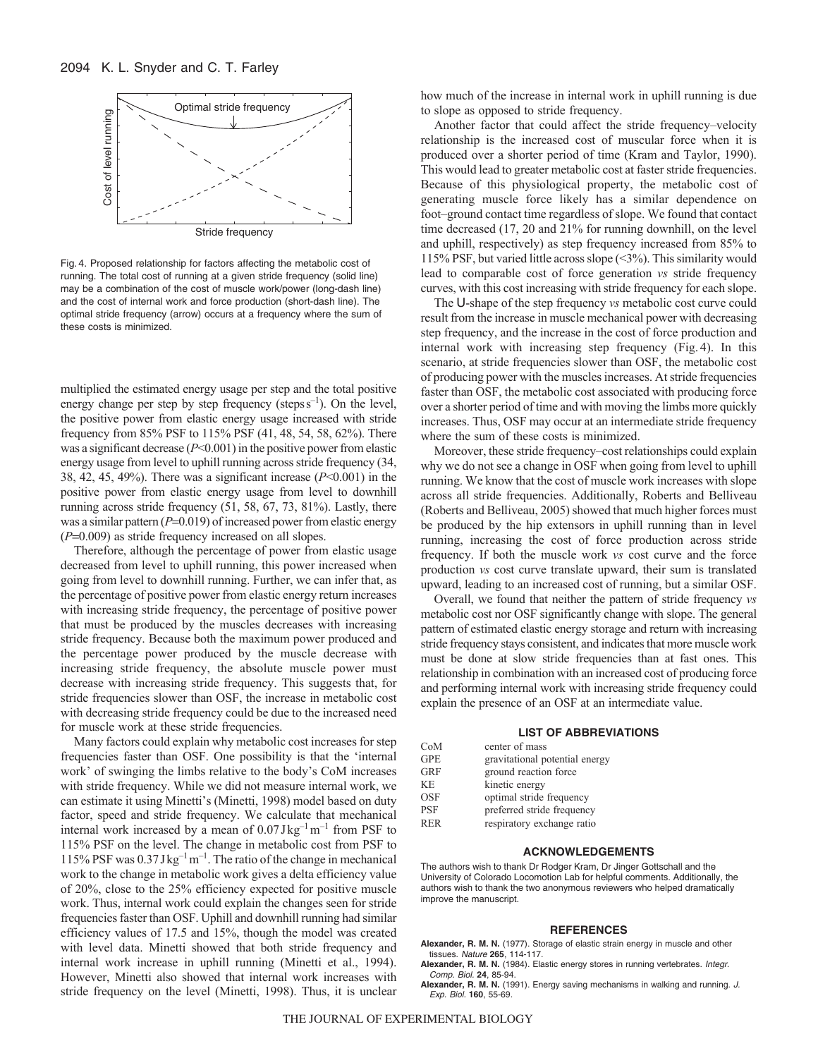Fig. 4. Proposed relationship for factors affecting the metabolic cost of running. The total cost of running at a given stride frequency (solid line) may be a combination of the cost of muscle work/power (long-dash line) and the cost of internal work and force production (short-dash line). The optimal stride frequency (arrow) occurs at a frequency where the sum of these costs is minimized.

multiplied the estimated energy usage per step and the total positive energy change per step by step frequency (steps $s^{-1}$). On the level, the positive power from elastic energy usage increased with stride frequency from 85% PSF to 115% PSF (41, 48, 54, 58, 62%). There was a significant decrease ($P$<0.001) in the positive power from elastic energy usage from level to uphill running across stride frequency (34, 38, 42, 45, 49%). There was a significant increase ($P$<0.001) in the positive power from elastic energy usage from level to downhill running across stride frequency (51, 58, 67, 73, 81%). Lastly, there was a similar pattern ($P$=0.019) of increased power from elastic energy ($P$=0.009) as stride frequency increased on all slopes.

Therefore, although the percentage of power from elastic usage decreased from level to uphill running, this power increased when going from level to downhill running. Further, we can infer that, as the percentage of positive power from elastic energy return increases with increasing stride frequency, the percentage of positive power that must be produced by the muscles decreases with increasing stride frequency. Because both the maximum power produced and the percentage power produced by the muscle decrease with increasing stride frequency, the absolute muscle power must decrease with increasing stride frequency. This suggests that, for stride frequencies slower than OSF, the increase in metabolic cost with decreasing stride frequency could be due to the increased need for muscle work at these stride frequencies.

Many factors could explain why metabolic cost increases for step frequencies faster than OSF. One possibility is that the 'internal work' of swinging the limbs relative to the body's CoM increases with stride frequency. While we did not measure internal work, we can estimate it using Minetti's (Minetti, 1998) model based on duty factor, speed and stride frequency. We calculate that mechanical internal work increased by a mean of 0.07 $J\,kg^{-1}\,m^{-1}$ from PSF to 115% PSF on the level. The change in metabolic cost from PSF to 115% PSF was 0.37 $J\,kg^{-1}\,m^{-1}$. The ratio of the change in mechanical work to the change in metabolic work gives a delta efficiency value of 20%, close to the 25% efficiency expected for positive muscle work. Thus, internal work could explain the changes seen for stride frequencies faster than OSF. Uphill and downhill running had similar efficiency values of 17.5 and 15%, though the model was created with level data. Minetti showed that both stride frequency and internal work increase in uphill running (Minetti et al., 1994). However, Minetti also showed that internal work increases with stride frequency on the level (Minetti, 1998). Thus, it is unclear how much of the increase in internal work in uphill running is due to slope as opposed to stride frequency.

Another factor that could affect the stride frequency–velocity relationship is the increased cost of muscular force when it is produced over a shorter period of time (Kram and Taylor, 1990). This would lead to greater metabolic cost at faster stride frequencies. Because of this physiological property, the metabolic cost of generating muscle force likely has a similar dependence on foot–ground contact time regardless of slope. We found that contact time decreased (17, 20 and 21% for running downhill, on the level and uphill, respectively) as step frequency increased from 85% to 115% PSF, but varied little across slope (<3%). This similarity would lead to comparable cost of force generation *vs* stride frequency curves, with this cost increasing with stride frequency for each slope.

The U-shape of the step frequency *vs* metabolic cost curve could result from the increase in muscle mechanical power with decreasing step frequency, and the increase in the cost of force production and internal work with increasing step frequency (Fig. 4). In this scenario, at stride frequencies slower than OSF, the metabolic cost of producing power with the muscles increases. At stride frequencies faster than OSF, the metabolic cost associated with producing force over a shorter period of time and with moving the limbs more quickly increases. Thus, OSF may occur at an intermediate stride frequency where the sum of these costs is minimized.

Moreover, these stride frequency–cost relationships could explain why we do not see a change in OSF when going from level to uphill running. We know that the cost of muscle work increases with slope across all stride frequencies. Additionally, Roberts and Belliveau (Roberts and Belliveau, 2005) showed that much higher forces must be produced by the hip extensors in uphill running than in level running, increasing the cost of force production across stride frequency. If both the muscle work *vs* cost curve and the force production *vs* cost curve translate upward, their sum is translated upward, leading to an increased cost of running, but a similar OSF.

Overall, we found that neither the pattern of stride frequency *vs* metabolic cost nor OSF significantly change with slope. The general pattern of estimated elastic energy storage and return with increasing stride frequency stays consistent, and indicates that more muscle work must be done at slow stride frequencies than at fast ones. This relationship in combination with an increased cost of producing force and performing internal work with increasing stride frequency could explain the presence of an OSF at an intermediate value.

## LIST OF ABBREVIATIONS

| | |
|---|---|
| CoM | center of mass |
| GPE | gravitational potential energy |
| GRF | ground reaction force |
| KE | kinetic energy |
| OSF | optimal stride frequency |
| PSF | preferred stride frequency |
| RER | respiratory exchange ratio |

## ACKNOWLEDGEMENTS

The authors wish to thank Dr Rodger Kram, Dr Jinger Gottschall and the University of Colorado Locomotion Lab for helpful comments. Additionally, the authors wish to thank the two anonymous reviewers who helped dramatically improve the manuscript.

## REFERENCES

**Alexander, R. M. N.** (1977). Storage of elastic strain energy in muscle and other tissues. *Nature* **265**, 114-117.

**Alexander, R. M. N.** (1984). Elastic energy stores in running vertebrates. *Integr. Comp. Biol.* **24**, 85-94.

**Alexander, R. M. N.** (1991). Energy saving mechanisms in walking and running. *J. Exp. Biol.* **160**, 55-69.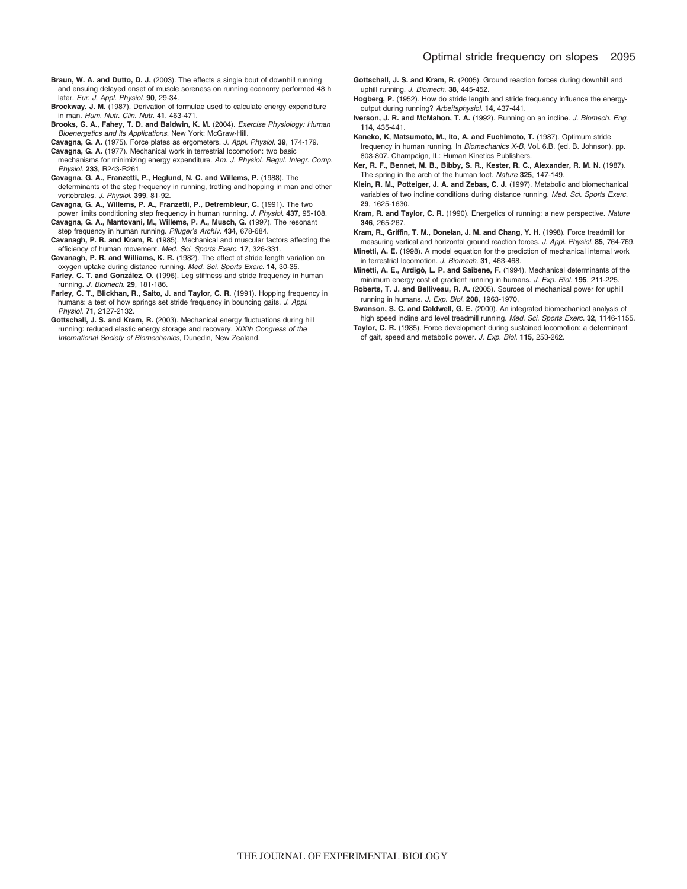**Braun, W. A. and Dutto, D. J.** (2003). The effects a single bout of downhill running and ensuing delayed onset of muscle soreness on running economy performed 48 h later. *Eur. J. Appl. Physiol.* **90**, 29-34.

**Brockway, J. M.** (1987). Derivation of formulae used to calculate energy expenditure in man. *Hum. Nutr. Clin. Nutr.* **41**, 463-471.

**Brooks, G. A., Fahey, T. D. and Baldwin, K. M.** (2004). *Exercise Physiology: Human Bioenergetics and its Applications*. New York: McGraw-Hill.

**Cavagna, G. A.** (1975). Force plates as ergometers. *J. Appl. Physiol.* **39**, 174-179.

**Cavagna, G. A.** (1977). Mechanical work in terrestrial locomotion: two basic mechanisms for minimizing energy expenditure. *Am. J. Physiol. Regul. Integr. Comp. Physiol.* **233**, R243-R261.

**Cavagna, G. A., Franzetti, P., Heglund, N. C. and Willems, P.** (1988). The determinants of the step frequency in running, trotting and hopping in man and other vertebrates. *J. Physiol.* **399**, 81-92.

**Cavagna, G. A., Willems, P. A., Franzetti, P., Detrembleur, C.** (1991). The two power limits conditioning step frequency in human running. *J. Physiol.* **437**, 95-108.

**Cavagna, G. A., Mantovani, M., Willems, P. A., Musch, G.** (1997). The resonant step frequency in human running. *Pfluger's Archiv.* **434**, 678-684.

**Cavanagh, P. R. and Kram, R.** (1985). Mechanical and muscular factors affecting the efficiency of human movement. *Med. Sci. Sports Exerc.* **17**, 326-331.

**Cavanagh, P. R. and Williams, K. R.** (1982). The effect of stride length variation on oxygen uptake during distance running. *Med. Sci. Sports Exerc.* **14**, 30-35.

**Farley, C. T. and González, O.** (1996). Leg stiffness and stride frequency in human running. *J. Biomech.* **29**, 181-186.

**Farley, C. T., Blickhan, R., Saito, J. and Taylor, C. R.** (1991). Hopping frequency in humans: a test of how springs set stride frequency in bouncing gaits. *J. Appl. Physiol.* **71**, 2127-2132.

**Gottschall, J. S. and Kram, R.** (2003). Mechanical energy fluctuations during hill running: reduced elastic energy storage and recovery. *XIXth Congress of the International Society of Biomechanics*, Dunedin, New Zealand.

**Gottschall, J. S. and Kram, R.** (2005). Ground reaction forces during downhill and uphill running. *J. Biomech.* **38**, 445-452.

**Hogberg, P.** (1952). How do stride length and stride frequency influence the energy-output during running? *Arbeitsphysiol.* **14**, 437-441.

**Iverson, J. R. and McMahon, T. A.** (1992). Running on an incline. *J. Biomech. Eng.* **114**, 435-441.

**Kaneko, K, Matsumoto, M., Ito, A. and Fuchimoto, T.** (1987). Optimum stride frequency in human running. In *Biomechanics X-B*, Vol. 6.B. (ed. B. Johnson), pp. 803-807. Champaign, IL: Human Kinetics Publishers.

**Ker, R. F., Bennet, M. B., Bibby, S. R., Kester, R. C., Alexander, R. M. N.** (1987). The spring in the arch of the human foot. *Nature* **325**, 147-149.

**Klein, R. M., Potteiger, J. A. and Zebas, C. J.** (1997). Metabolic and biomechanical variables of two incline conditions during distance running. *Med. Sci. Sports Exerc.* **29**, 1625-1630.

**Kram, R. and Taylor, C. R.** (1990). Energetics of running: a new perspective. *Nature* **346**, 265-267.

**Kram, R., Griffin, T. M., Donelan, J. M. and Chang, Y. H.** (1998). Force treadmill for measuring vertical and horizontal ground reaction forces. *J. Appl. Physiol.* **85**, 764-769.

**Minetti, A. E.** (1998). A model equation for the prediction of mechanical internal work in terrestrial locomotion. *J. Biomech.* **31**, 463-468.

**Minetti, A. E., Ardigò, L. P. and Saibene, F.** (1994). Mechanical determinants of the minimum energy cost of gradient running in humans. *J. Exp. Biol.* **195**, 211-225.

**Roberts, T. J. and Belliveau, R. A.** (2005). Sources of mechanical power for uphill running in humans. *J. Exp. Biol.* **208**, 1963-1970.

**Swanson, S. C. and Caldwell, G. E.** (2000). An integrated biomechanical analysis of high speed incline and level treadmill running. *Med. Sci. Sports Exerc.* **32**, 1146-1155.

**Taylor, C. R.** (1985). Force development during sustained locomotion: a determinant of gait, speed and metabolic power. *J. Exp. Biol.* **115**, 253-262.